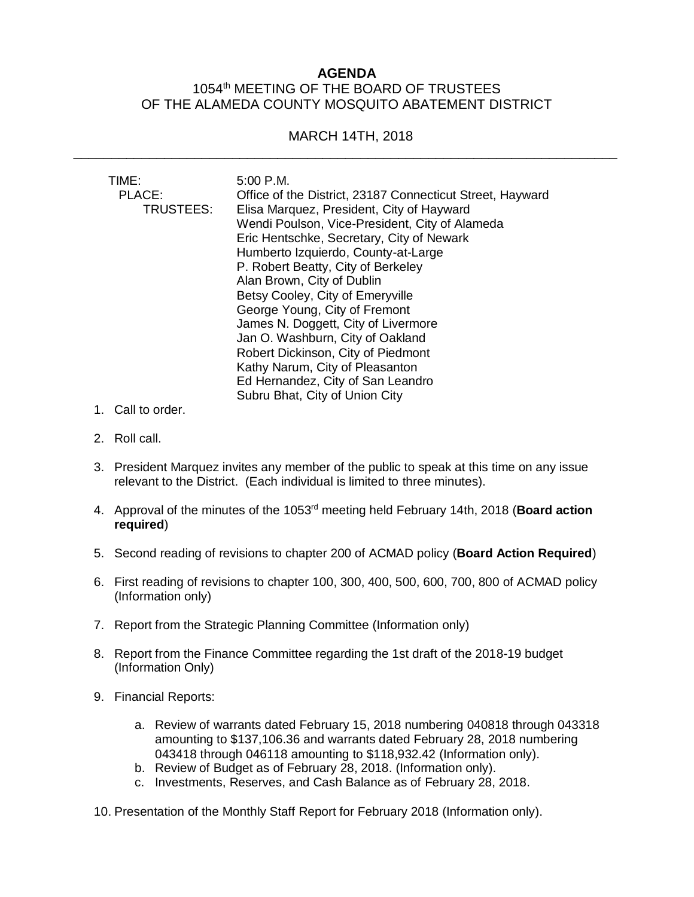**AGENDA**

1054th MEETING OF THE BOARD OF TRUSTEES
OF THE ALAMEDA COUNTY MOSQUITO ABATEMENT DISTRICT

MARCH 14TH, 2018

---

TIME: 5:00 P.M.

PLACE: Office of the District, 23187 Connecticut Street, Hayward

TRUSTEES: Elisa Marquez, President, City of Hayward
Wendi Poulson, Vice-President, City of Alameda
Eric Hentschke, Secretary, City of Newark
Humberto Izquierdo, County-at-Large
P. Robert Beatty, City of Berkeley
Alan Brown, City of Dublin
Betsy Cooley, City of Emeryville
George Young, City of Fremont
James N. Doggett, City of Livermore
Jan O. Washburn, City of Oakland
Robert Dickinson, City of Piedmont
Kathy Narum, City of Pleasanton
Ed Hernandez, City of San Leandro
Subru Bhat, City of Union City

1. Call to order.

2. Roll call.

3. President Marquez invites any member of the public to speak at this time on any issue relevant to the District. (Each individual is limited to three minutes).

4. Approval of the minutes of the 1053rd meeting held February 14th, 2018 (**Board action required**)

5. Second reading of revisions to chapter 200 of ACMAD policy (**Board Action Required**)

6. First reading of revisions to chapter 100, 300, 400, 500, 600, 700, 800 of ACMAD policy (Information only)

7. Report from the Strategic Planning Committee (Information only)

8. Report from the Finance Committee regarding the 1st draft of the 2018-19 budget (Information Only)

9. Financial Reports:

    a. Review of warrants dated February 15, 2018 numbering 040818 through 043318 amounting to $137,106.36 and warrants dated February 28, 2018 numbering 043418 through 046118 amounting to $118,932.42 (Information only).
    b. Review of Budget as of February 28, 2018. (Information only).
    c. Investments, Reserves, and Cash Balance as of February 28, 2018.

10. Presentation of the Monthly Staff Report for February 2018 (Information only).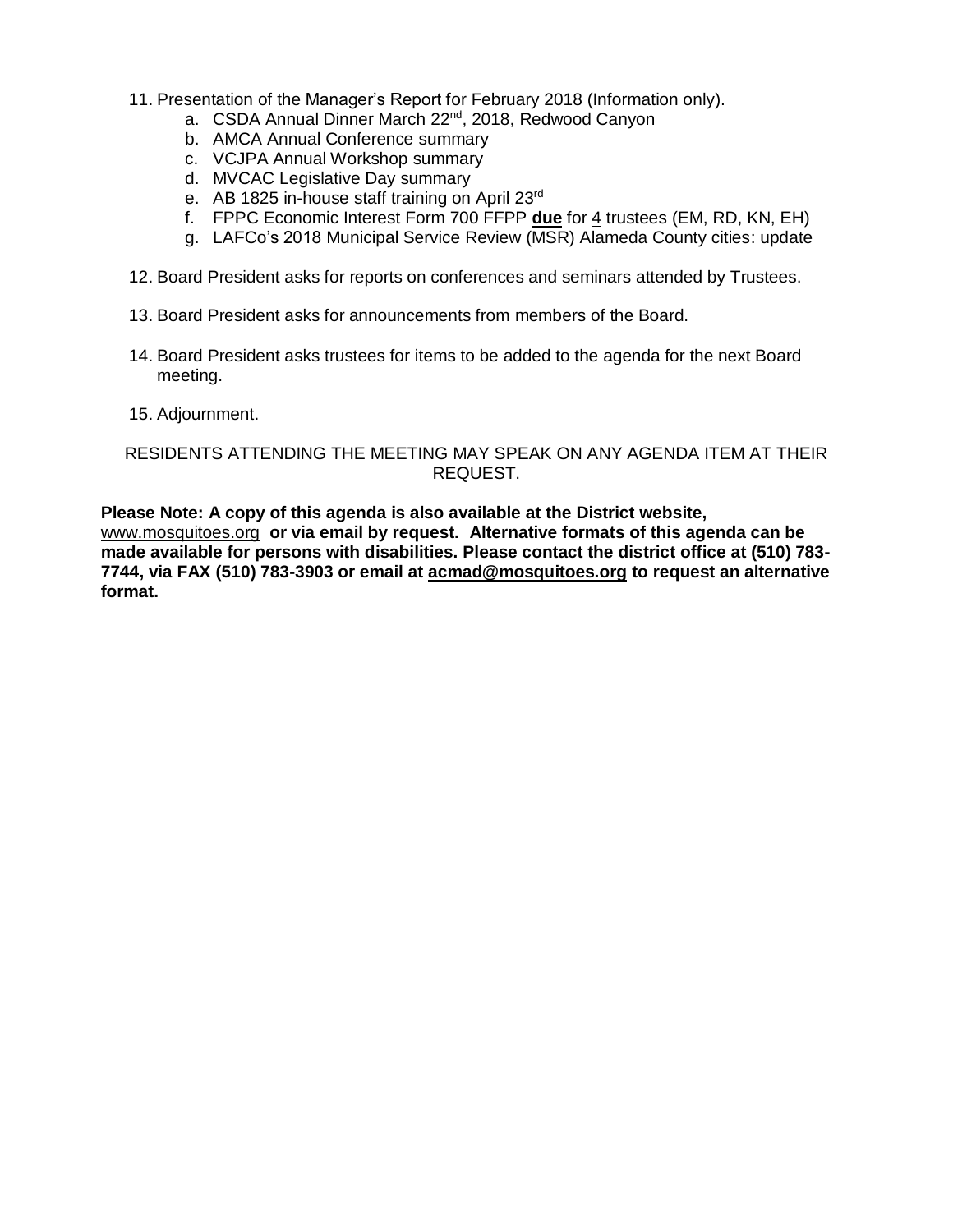11. Presentation of the Manager's Report for February 2018 (Information only).
    a. CSDA Annual Dinner March 22nd, 2018, Redwood Canyon
    b. AMCA Annual Conference summary
    c. VCJPA Annual Workshop summary
    d. MVCAC Legislative Day summary
    e. AB 1825 in-house staff training on April 23rd
    f. FPPC Economic Interest Form 700 FFPP **due** for 4 trustees (EM, RD, KN, EH)
    g. LAFCo's 2018 Municipal Service Review (MSR) Alameda County cities: update

12. Board President asks for reports on conferences and seminars attended by Trustees.

13. Board President asks for announcements from members of the Board.

14. Board President asks trustees for items to be added to the agenda for the next Board meeting.

15. Adjournment.

RESIDENTS ATTENDING THE MEETING MAY SPEAK ON ANY AGENDA ITEM AT THEIR REQUEST.

**Please Note: A copy of this agenda is also available at the District website,** www.mosquitoes.org **or via email by request. Alternative formats of this agenda can be made available for persons with disabilities. Please contact the district office at (510) 783-7744, via FAX (510) 783-3903 or email at acmad@mosquitoes.org to request an alternative format.**